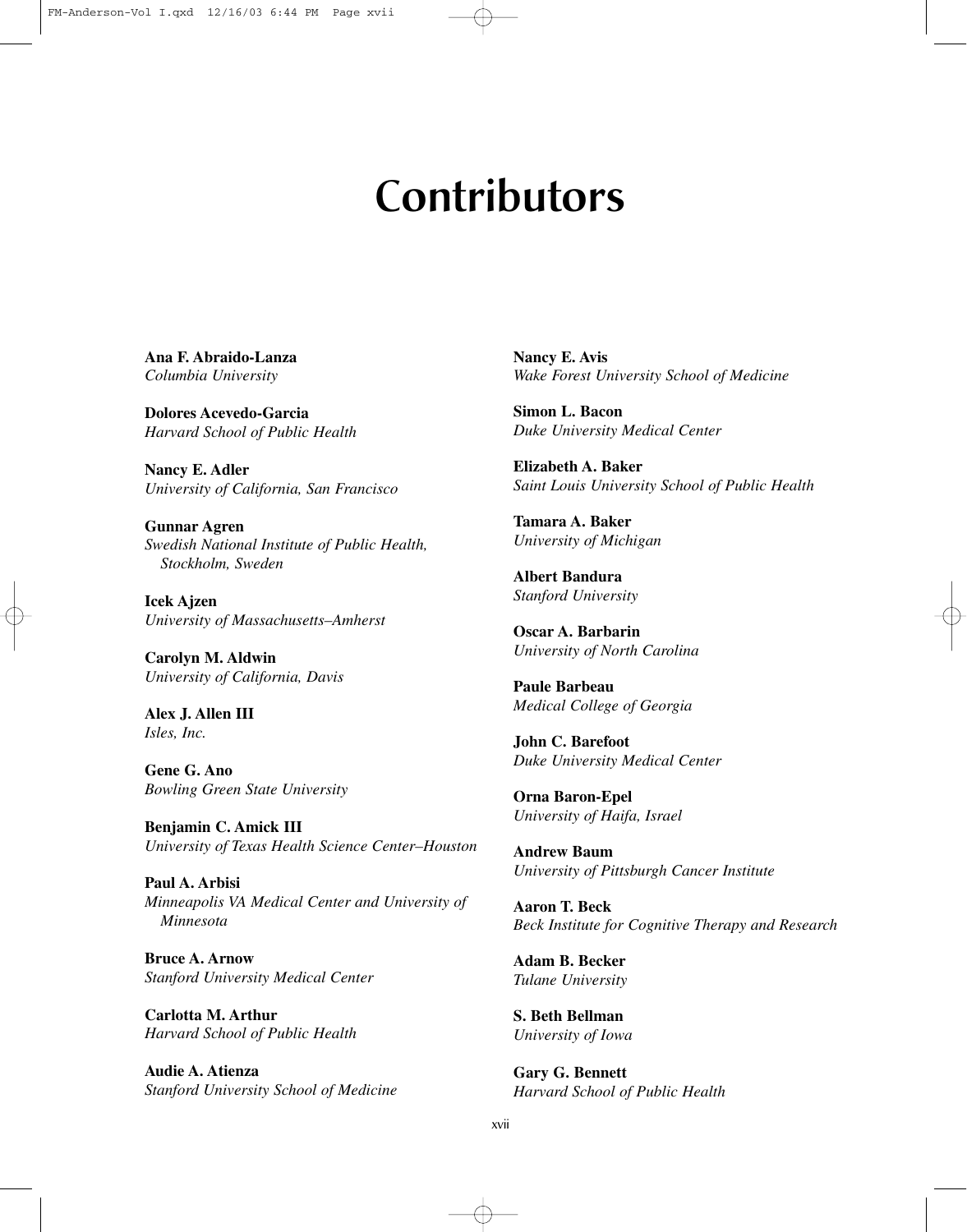# Contributors

**Ana F. Abraido-Lanza**
*Columbia University*

**Dolores Acevedo-Garcia**
*Harvard School of Public Health*

**Nancy E. Adler**
*University of California, San Francisco*

**Gunnar Agren**
*Swedish National Institute of Public Health, Stockholm, Sweden*

**Icek Ajzen**
*University of Massachusetts–Amherst*

**Carolyn M. Aldwin**
*University of California, Davis*

**Alex J. Allen III**
*Isles, Inc.*

**Gene G. Ano**
*Bowling Green State University*

**Benjamin C. Amick III**
*University of Texas Health Science Center–Houston*

**Paul A. Arbisi**
*Minneapolis VA Medical Center and University of Minnesota*

**Bruce A. Arnow**
*Stanford University Medical Center*

**Carlotta M. Arthur**
*Harvard School of Public Health*

**Audie A. Atienza**
*Stanford University School of Medicine*

**Nancy E. Avis**
*Wake Forest University School of Medicine*

**Simon L. Bacon**
*Duke University Medical Center*

**Elizabeth A. Baker**
*Saint Louis University School of Public Health*

**Tamara A. Baker**
*University of Michigan*

**Albert Bandura**
*Stanford University*

**Oscar A. Barbarin**
*University of North Carolina*

**Paule Barbeau**
*Medical College of Georgia*

**John C. Barefoot**
*Duke University Medical Center*

**Orna Baron-Epel**
*University of Haifa, Israel*

**Andrew Baum**
*University of Pittsburgh Cancer Institute*

**Aaron T. Beck**
*Beck Institute for Cognitive Therapy and Research*

**Adam B. Becker**
*Tulane University*

**S. Beth Bellman**
*University of Iowa*

**Gary G. Bennett**
*Harvard School of Public Health*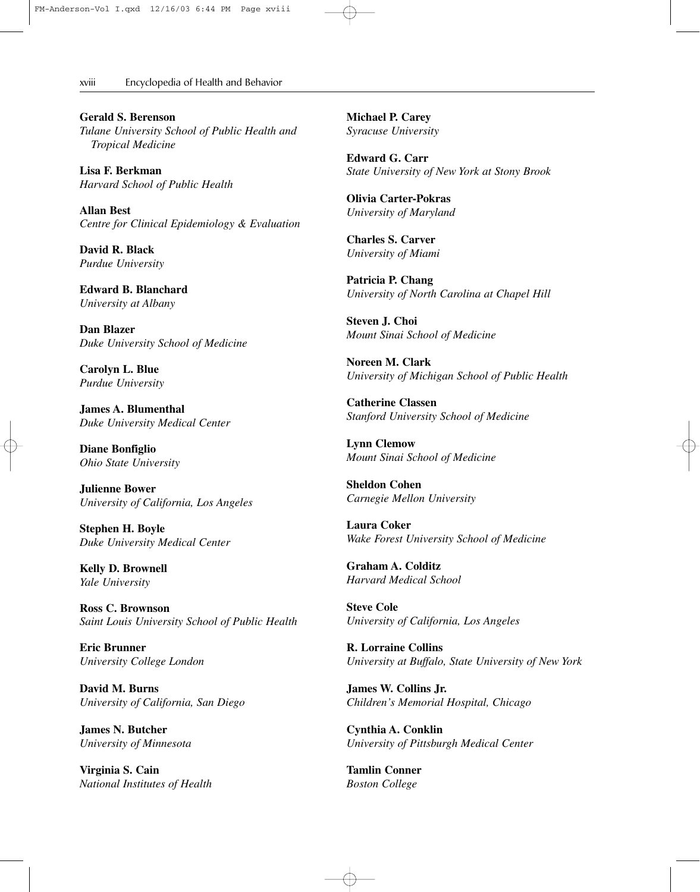**Gerald S. Berenson**
*Tulane University School of Public Health and Tropical Medicine*

**Lisa F. Berkman**
*Harvard School of Public Health*

**Allan Best**
*Centre for Clinical Epidemiology & Evaluation*

**David R. Black**
*Purdue University*

**Edward B. Blanchard**
*University at Albany*

**Dan Blazer**
*Duke University School of Medicine*

**Carolyn L. Blue**
*Purdue University*

**James A. Blumenthal**
*Duke University Medical Center*

**Diane Bonfiglio**
*Ohio State University*

**Julienne Bower**
*University of California, Los Angeles*

**Stephen H. Boyle**
*Duke University Medical Center*

**Kelly D. Brownell**
*Yale University*

**Ross C. Brownson**
*Saint Louis University School of Public Health*

**Eric Brunner**
*University College London*

**David M. Burns**
*University of California, San Diego*

**James N. Butcher**
*University of Minnesota*

**Virginia S. Cain**
*National Institutes of Health*

**Michael P. Carey**
*Syracuse University*

**Edward G. Carr**
*State University of New York at Stony Brook*

**Olivia Carter-Pokras**
*University of Maryland*

**Charles S. Carver**
*University of Miami*

**Patricia P. Chang**
*University of North Carolina at Chapel Hill*

**Steven J. Choi**
*Mount Sinai School of Medicine*

**Noreen M. Clark**
*University of Michigan School of Public Health*

**Catherine Classen**
*Stanford University School of Medicine*

**Lynn Clemow**
*Mount Sinai School of Medicine*

**Sheldon Cohen**
*Carnegie Mellon University*

**Laura Coker**
*Wake Forest University School of Medicine*

**Graham A. Colditz**
*Harvard Medical School*

**Steve Cole**
*University of California, Los Angeles*

**R. Lorraine Collins**
*University at Buffalo, State University of New York*

**James W. Collins Jr.**
*Children's Memorial Hospital, Chicago*

**Cynthia A. Conklin**
*University of Pittsburgh Medical Center*

**Tamlin Conner**
*Boston College*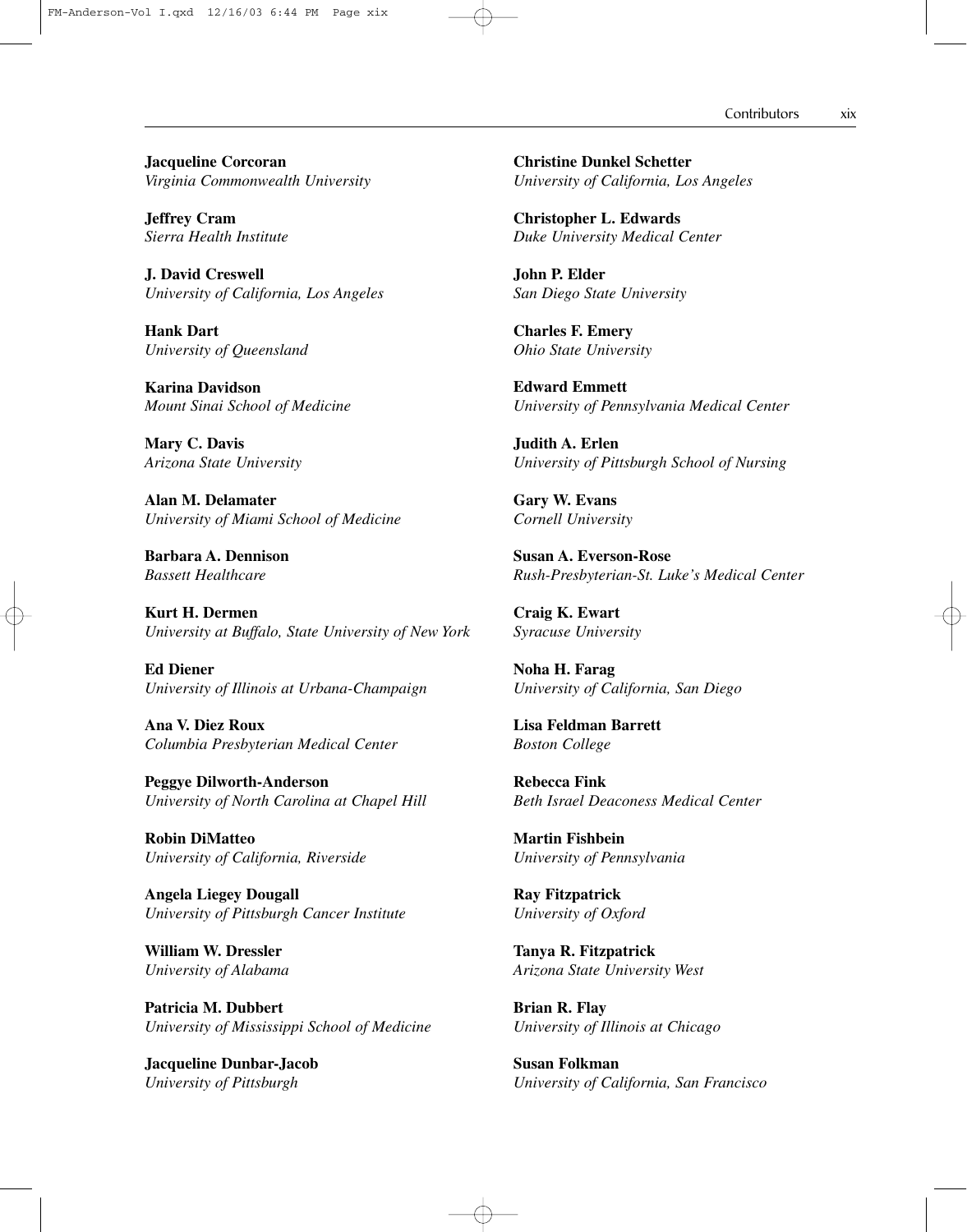**Jacqueline Corcoran**
*Virginia Commonwealth University*

**Jeffrey Cram**
*Sierra Health Institute*

**J. David Creswell**
*University of California, Los Angeles*

**Hank Dart**
*University of Queensland*

**Karina Davidson**
*Mount Sinai School of Medicine*

**Mary C. Davis**
*Arizona State University*

**Alan M. Delamater**
*University of Miami School of Medicine*

**Barbara A. Dennison**
*Bassett Healthcare*

**Kurt H. Dermen**
*University at Buffalo, State University of New York*

**Ed Diener**
*University of Illinois at Urbana-Champaign*

**Ana V. Diez Roux**
*Columbia Presbyterian Medical Center*

**Peggye Dilworth-Anderson**
*University of North Carolina at Chapel Hill*

**Robin DiMatteo**
*University of California, Riverside*

**Angela Liegey Dougall**
*University of Pittsburgh Cancer Institute*

**William W. Dressler**
*University of Alabama*

**Patricia M. Dubbert**
*University of Mississippi School of Medicine*

**Jacqueline Dunbar-Jacob**
*University of Pittsburgh*

**Christine Dunkel Schetter**
*University of California, Los Angeles*

**Christopher L. Edwards**
*Duke University Medical Center*

**John P. Elder**
*San Diego State University*

**Charles F. Emery**
*Ohio State University*

**Edward Emmett**
*University of Pennsylvania Medical Center*

**Judith A. Erlen**
*University of Pittsburgh School of Nursing*

**Gary W. Evans**
*Cornell University*

**Susan A. Everson-Rose**
*Rush-Presbyterian-St. Luke's Medical Center*

**Craig K. Ewart**
*Syracuse University*

**Noha H. Farag**
*University of California, San Diego*

**Lisa Feldman Barrett**
*Boston College*

**Rebecca Fink**
*Beth Israel Deaconess Medical Center*

**Martin Fishbein**
*University of Pennsylvania*

**Ray Fitzpatrick**
*University of Oxford*

**Tanya R. Fitzpatrick**
*Arizona State University West*

**Brian R. Flay**
*University of Illinois at Chicago*

**Susan Folkman**
*University of California, San Francisco*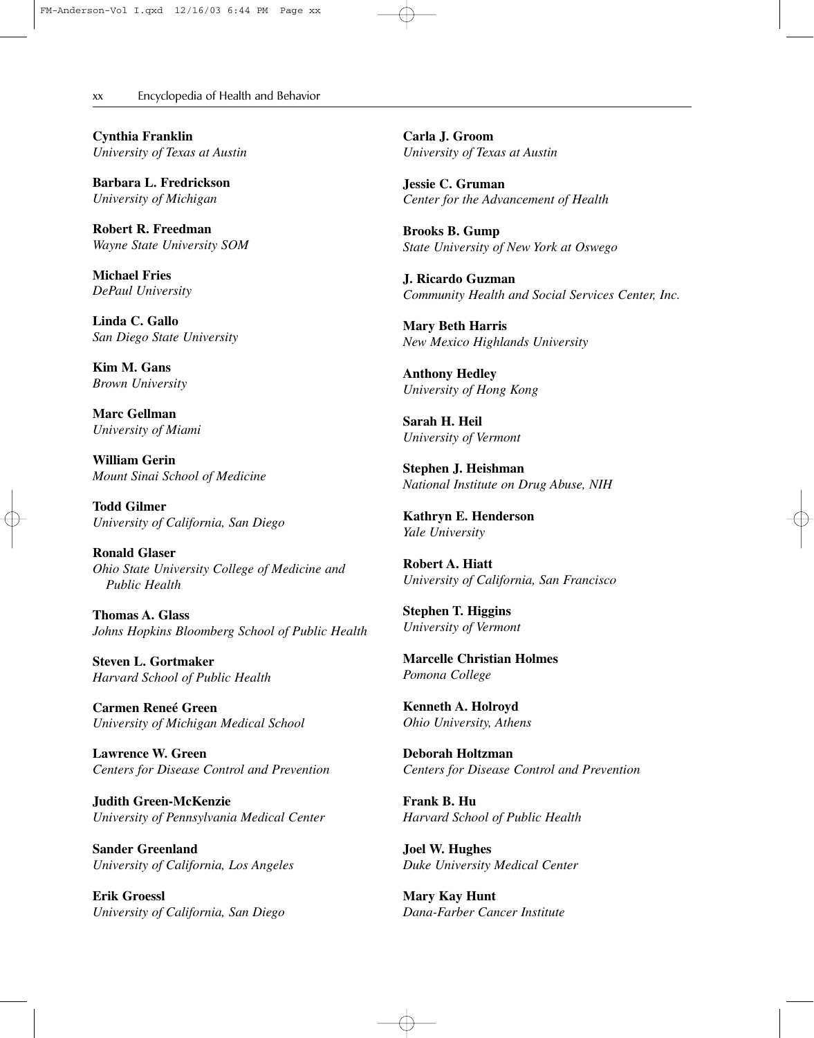**Cynthia Franklin**
*University of Texas at Austin*

**Barbara L. Fredrickson**
*University of Michigan*

**Robert R. Freedman**
*Wayne State University SOM*

**Michael Fries**
*DePaul University*

**Linda C. Gallo**
*San Diego State University*

**Kim M. Gans**
*Brown University*

**Marc Gellman**
*University of Miami*

**William Gerin**
*Mount Sinai School of Medicine*

**Todd Gilmer**
*University of California, San Diego*

**Ronald Glaser**
*Ohio State University College of Medicine and Public Health*

**Thomas A. Glass**
*Johns Hopkins Bloomberg School of Public Health*

**Steven L. Gortmaker**
*Harvard School of Public Health*

**Carmen Reneé Green**
*University of Michigan Medical School*

**Lawrence W. Green**
*Centers for Disease Control and Prevention*

**Judith Green-McKenzie**
*University of Pennsylvania Medical Center*

**Sander Greenland**
*University of California, Los Angeles*

**Erik Groessl**
*University of California, San Diego*

**Carla J. Groom**
*University of Texas at Austin*

**Jessie C. Gruman**
*Center for the Advancement of Health*

**Brooks B. Gump**
*State University of New York at Oswego*

**J. Ricardo Guzman**
*Community Health and Social Services Center, Inc.*

**Mary Beth Harris**
*New Mexico Highlands University*

**Anthony Hedley**
*University of Hong Kong*

**Sarah H. Heil**
*University of Vermont*

**Stephen J. Heishman**
*National Institute on Drug Abuse, NIH*

**Kathryn E. Henderson**
*Yale University*

**Robert A. Hiatt**
*University of California, San Francisco*

**Stephen T. Higgins**
*University of Vermont*

**Marcelle Christian Holmes**
*Pomona College*

**Kenneth A. Holroyd**
*Ohio University, Athens*

**Deborah Holtzman**
*Centers for Disease Control and Prevention*

**Frank B. Hu**
*Harvard School of Public Health*

**Joel W. Hughes**
*Duke University Medical Center*

**Mary Kay Hunt**
*Dana-Farber Cancer Institute*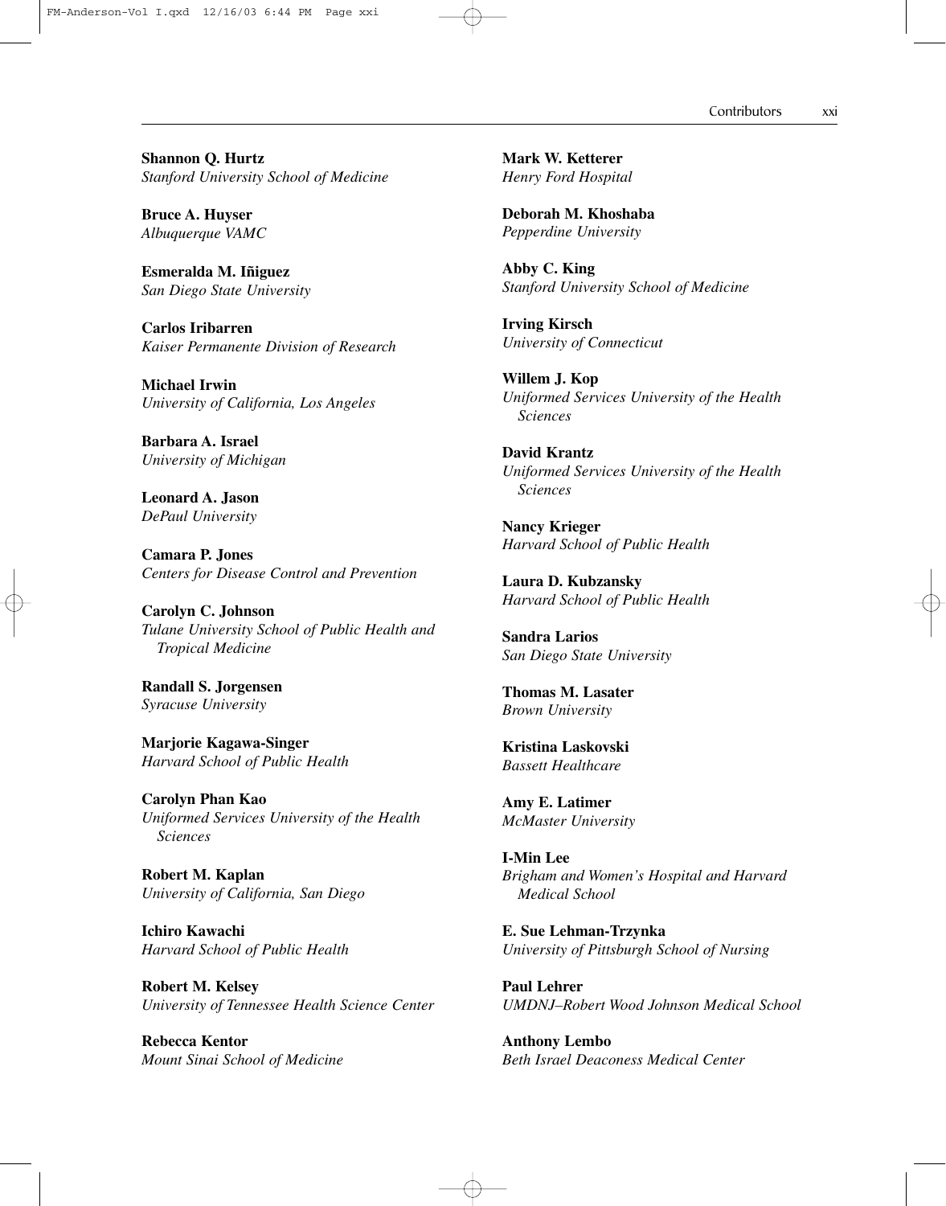**Shannon Q. Hurtz**
*Stanford University School of Medicine*

**Bruce A. Huyser**
*Albuquerque VAMC*

**Esmeralda M. Iñiguez**
*San Diego State University*

**Carlos Iribarren**
*Kaiser Permanente Division of Research*

**Michael Irwin**
*University of California, Los Angeles*

**Barbara A. Israel**
*University of Michigan*

**Leonard A. Jason**
*DePaul University*

**Camara P. Jones**
*Centers for Disease Control and Prevention*

**Carolyn C. Johnson**
*Tulane University School of Public Health and Tropical Medicine*

**Randall S. Jorgensen**
*Syracuse University*

**Marjorie Kagawa-Singer**
*Harvard School of Public Health*

**Carolyn Phan Kao**
*Uniformed Services University of the Health Sciences*

**Robert M. Kaplan**
*University of California, San Diego*

**Ichiro Kawachi**
*Harvard School of Public Health*

**Robert M. Kelsey**
*University of Tennessee Health Science Center*

**Rebecca Kentor**
*Mount Sinai School of Medicine*

**Mark W. Ketterer**
*Henry Ford Hospital*

**Deborah M. Khoshaba**
*Pepperdine University*

**Abby C. King**
*Stanford University School of Medicine*

**Irving Kirsch**
*University of Connecticut*

**Willem J. Kop**
*Uniformed Services University of the Health Sciences*

**David Krantz**
*Uniformed Services University of the Health Sciences*

**Nancy Krieger**
*Harvard School of Public Health*

**Laura D. Kubzansky**
*Harvard School of Public Health*

**Sandra Larios**
*San Diego State University*

**Thomas M. Lasater**
*Brown University*

**Kristina Laskovski**
*Bassett Healthcare*

**Amy E. Latimer**
*McMaster University*

**I-Min Lee**
*Brigham and Women's Hospital and Harvard Medical School*

**E. Sue Lehman-Trzynka**
*University of Pittsburgh School of Nursing*

**Paul Lehrer**
*UMDNJ–Robert Wood Johnson Medical School*

**Anthony Lembo**
*Beth Israel Deaconess Medical Center*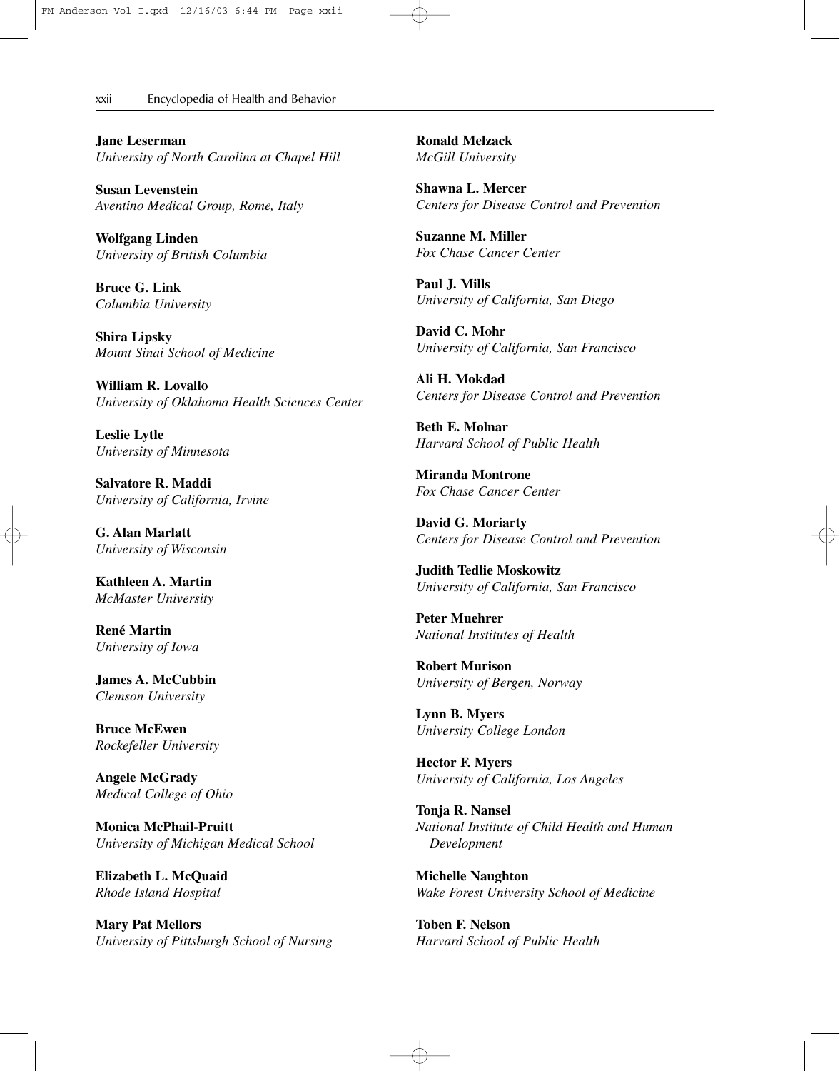**Jane Leserman**
*University of North Carolina at Chapel Hill*

**Susan Levenstein**
*Aventino Medical Group, Rome, Italy*

**Wolfgang Linden**
*University of British Columbia*

**Bruce G. Link**
*Columbia University*

**Shira Lipsky**
*Mount Sinai School of Medicine*

**William R. Lovallo**
*University of Oklahoma Health Sciences Center*

**Leslie Lytle**
*University of Minnesota*

**Salvatore R. Maddi**
*University of California, Irvine*

**G. Alan Marlatt**
*University of Wisconsin*

**Kathleen A. Martin**
*McMaster University*

**René Martin**
*University of Iowa*

**James A. McCubbin**
*Clemson University*

**Bruce McEwen**
*Rockefeller University*

**Angele McGrady**
*Medical College of Ohio*

**Monica McPhail-Pruitt**
*University of Michigan Medical School*

**Elizabeth L. McQuaid**
*Rhode Island Hospital*

**Mary Pat Mellors**
*University of Pittsburgh School of Nursing*

**Ronald Melzack**
*McGill University*

**Shawna L. Mercer**
*Centers for Disease Control and Prevention*

**Suzanne M. Miller**
*Fox Chase Cancer Center*

**Paul J. Mills**
*University of California, San Diego*

**David C. Mohr**
*University of California, San Francisco*

**Ali H. Mokdad**
*Centers for Disease Control and Prevention*

**Beth E. Molnar**
*Harvard School of Public Health*

**Miranda Montrone**
*Fox Chase Cancer Center*

**David G. Moriarty**
*Centers for Disease Control and Prevention*

**Judith Tedlie Moskowitz**
*University of California, San Francisco*

**Peter Muehrer**
*National Institutes of Health*

**Robert Murison**
*University of Bergen, Norway*

**Lynn B. Myers**
*University College London*

**Hector F. Myers**
*University of California, Los Angeles*

**Tonja R. Nansel**
*National Institute of Child Health and Human Development*

**Michelle Naughton**
*Wake Forest University School of Medicine*

**Toben F. Nelson**
*Harvard School of Public Health*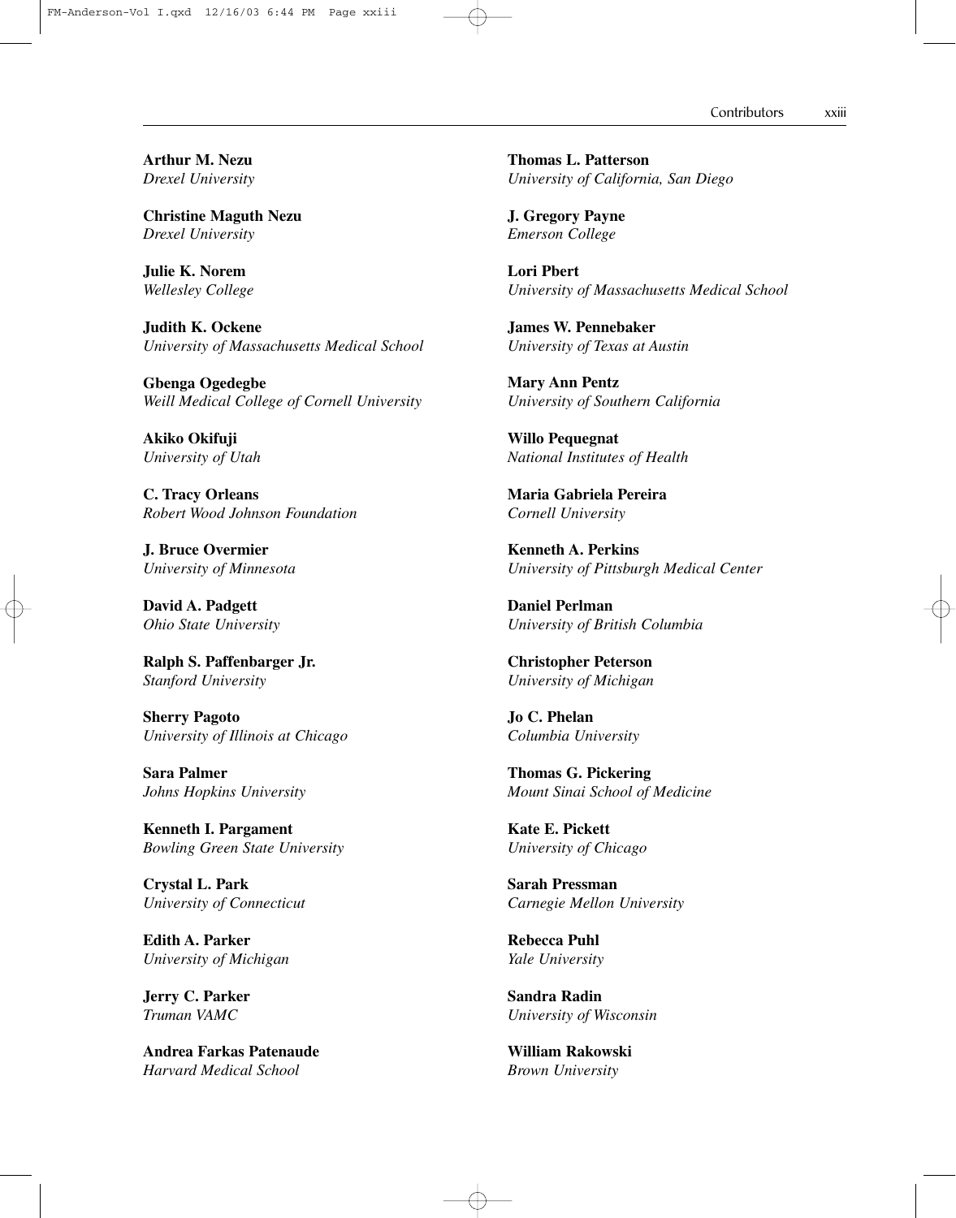**Arthur M. Nezu**
*Drexel University*

**Christine Maguth Nezu**
*Drexel University*

**Julie K. Norem**
*Wellesley College*

**Judith K. Ockene**
*University of Massachusetts Medical School*

**Gbenga Ogedegbe**
*Weill Medical College of Cornell University*

**Akiko Okifuji**
*University of Utah*

**C. Tracy Orleans**
*Robert Wood Johnson Foundation*

**J. Bruce Overmier**
*University of Minnesota*

**David A. Padgett**
*Ohio State University*

**Ralph S. Paffenbarger Jr.**
*Stanford University*

**Sherry Pagoto**
*University of Illinois at Chicago*

**Sara Palmer**
*Johns Hopkins University*

**Kenneth I. Pargament**
*Bowling Green State University*

**Crystal L. Park**
*University of Connecticut*

**Edith A. Parker**
*University of Michigan*

**Jerry C. Parker**
*Truman VAMC*

**Andrea Farkas Patenaude**
*Harvard Medical School*

**Thomas L. Patterson**
*University of California, San Diego*

**J. Gregory Payne**
*Emerson College*

**Lori Pbert**
*University of Massachusetts Medical School*

**James W. Pennebaker**
*University of Texas at Austin*

**Mary Ann Pentz**
*University of Southern California*

**Willo Pequegnat**
*National Institutes of Health*

**Maria Gabriela Pereira**
*Cornell University*

**Kenneth A. Perkins**
*University of Pittsburgh Medical Center*

**Daniel Perlman**
*University of British Columbia*

**Christopher Peterson**
*University of Michigan*

**Jo C. Phelan**
*Columbia University*

**Thomas G. Pickering**
*Mount Sinai School of Medicine*

**Kate E. Pickett**
*University of Chicago*

**Sarah Pressman**
*Carnegie Mellon University*

**Rebecca Puhl**
*Yale University*

**Sandra Radin**
*University of Wisconsin*

**William Rakowski**
*Brown University*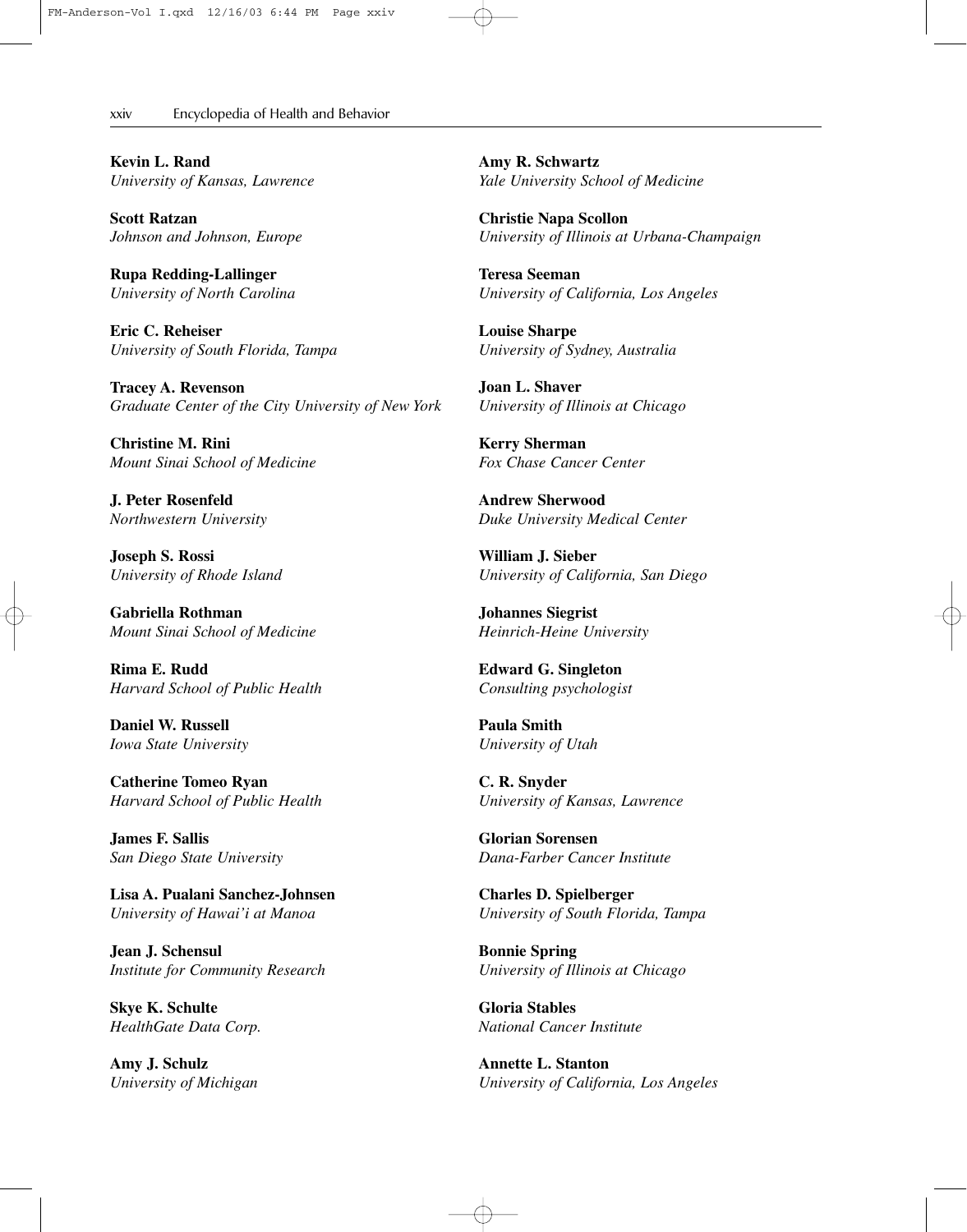**Kevin L. Rand**
*University of Kansas, Lawrence*

**Scott Ratzan**
*Johnson and Johnson, Europe*

**Rupa Redding-Lallinger**
*University of North Carolina*

**Eric C. Reheiser**
*University of South Florida, Tampa*

**Tracey A. Revenson**
*Graduate Center of the City University of New York*

**Christine M. Rini**
*Mount Sinai School of Medicine*

**J. Peter Rosenfeld**
*Northwestern University*

**Joseph S. Rossi**
*University of Rhode Island*

**Gabriella Rothman**
*Mount Sinai School of Medicine*

**Rima E. Rudd**
*Harvard School of Public Health*

**Daniel W. Russell**
*Iowa State University*

**Catherine Tomeo Ryan**
*Harvard School of Public Health*

**James F. Sallis**
*San Diego State University*

**Lisa A. Pualani Sanchez-Johnsen**
*University of Hawai'i at Manoa*

**Jean J. Schensul**
*Institute for Community Research*

**Skye K. Schulte**
*HealthGate Data Corp.*

**Amy J. Schulz**
*University of Michigan*

**Amy R. Schwartz**
*Yale University School of Medicine*

**Christie Napa Scollon**
*University of Illinois at Urbana-Champaign*

**Teresa Seeman**
*University of California, Los Angeles*

**Louise Sharpe**
*University of Sydney, Australia*

**Joan L. Shaver**
*University of Illinois at Chicago*

**Kerry Sherman**
*Fox Chase Cancer Center*

**Andrew Sherwood**
*Duke University Medical Center*

**William J. Sieber**
*University of California, San Diego*

**Johannes Siegrist**
*Heinrich-Heine University*

**Edward G. Singleton**
*Consulting psychologist*

**Paula Smith**
*University of Utah*

**C. R. Snyder**
*University of Kansas, Lawrence*

**Glorian Sorensen**
*Dana-Farber Cancer Institute*

**Charles D. Spielberger**
*University of South Florida, Tampa*

**Bonnie Spring**
*University of Illinois at Chicago*

**Gloria Stables**
*National Cancer Institute*

**Annette L. Stanton**
*University of California, Los Angeles*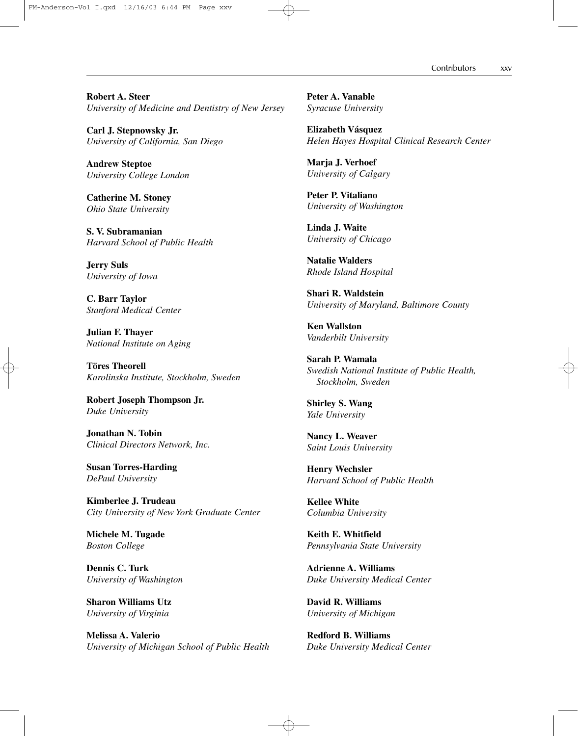**Robert A. Steer**
*University of Medicine and Dentistry of New Jersey*

**Carl J. Stepnowsky Jr.**
*University of California, San Diego*

**Andrew Steptoe**
*University College London*

**Catherine M. Stoney**
*Ohio State University*

**S. V. Subramanian**
*Harvard School of Public Health*

**Jerry Suls**
*University of Iowa*

**C. Barr Taylor**
*Stanford Medical Center*

**Julian F. Thayer**
*National Institute on Aging*

**Töres Theorell**
*Karolinska Institute, Stockholm, Sweden*

**Robert Joseph Thompson Jr.**
*Duke University*

**Jonathan N. Tobin**
*Clinical Directors Network, Inc.*

**Susan Torres-Harding**
*DePaul University*

**Kimberlee J. Trudeau**
*City University of New York Graduate Center*

**Michele M. Tugade**
*Boston College*

**Dennis C. Turk**
*University of Washington*

**Sharon Williams Utz**
*University of Virginia*

**Melissa A. Valerio**
*University of Michigan School of Public Health*

**Peter A. Vanable**
*Syracuse University*

**Elizabeth Vásquez**
*Helen Hayes Hospital Clinical Research Center*

**Marja J. Verhoef**
*University of Calgary*

**Peter P. Vitaliano**
*University of Washington*

**Linda J. Waite**
*University of Chicago*

**Natalie Walders**
*Rhode Island Hospital*

**Shari R. Waldstein**
*University of Maryland, Baltimore County*

**Ken Wallston**
*Vanderbilt University*

**Sarah P. Wamala**
*Swedish National Institute of Public Health, Stockholm, Sweden*

**Shirley S. Wang**
*Yale University*

**Nancy L. Weaver**
*Saint Louis University*

**Henry Wechsler**
*Harvard School of Public Health*

**Kellee White**
*Columbia University*

**Keith E. Whitfield**
*Pennsylvania State University*

**Adrienne A. Williams**
*Duke University Medical Center*

**David R. Williams**
*University of Michigan*

**Redford B. Williams**
*Duke University Medical Center*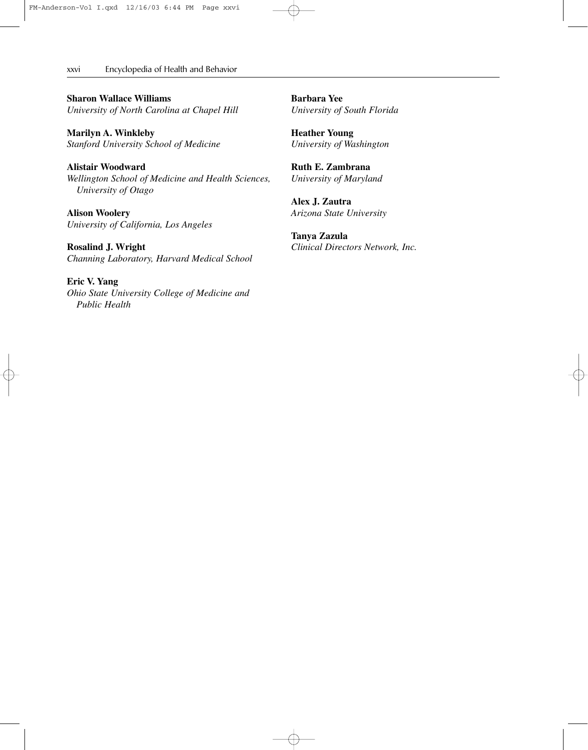**Sharon Wallace Williams**
*University of North Carolina at Chapel Hill*

**Marilyn A. Winkleby**
*Stanford University School of Medicine*

**Alistair Woodward**
*Wellington School of Medicine and Health Sciences, University of Otago*

**Alison Woolery**
*University of California, Los Angeles*

**Rosalind J. Wright**
*Channing Laboratory, Harvard Medical School*

**Eric V. Yang**
*Ohio State University College of Medicine and Public Health*

**Barbara Yee**
*University of South Florida*

**Heather Young**
*University of Washington*

**Ruth E. Zambrana**
*University of Maryland*

**Alex J. Zautra**
*Arizona State University*

**Tanya Zazula**
*Clinical Directors Network, Inc.*